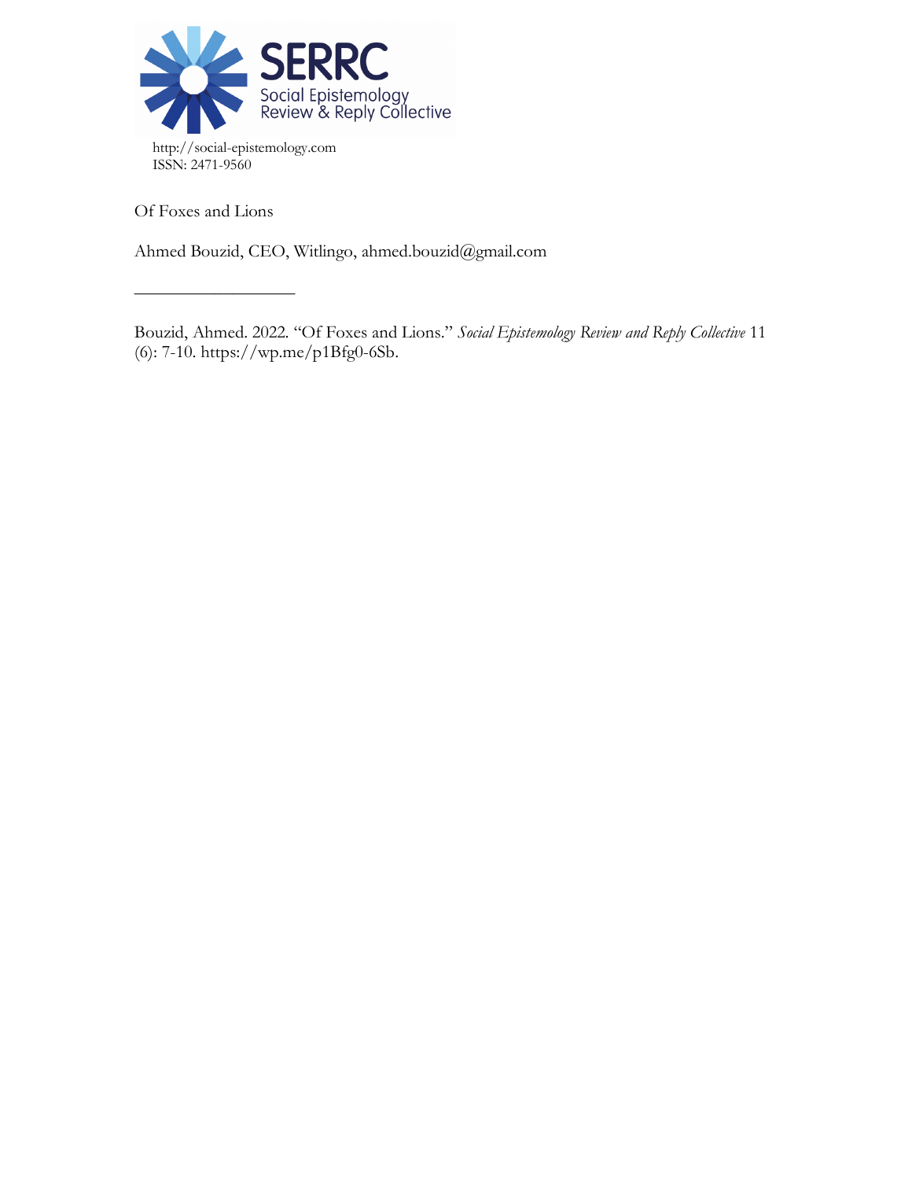SERRC
Social Epistemology Review & Reply Collective

http://social-epistemology.com
ISSN: 2471-9560

Of Foxes and Lions

Ahmed Bouzid, CEO, Witlingo, ahmed.bouzid@gmail.com

---

Bouzid, Ahmed. 2022. "Of Foxes and Lions." *Social Epistemology Review and Reply Collective* 11 (6): 7-10. https://wp.me/p1Bfg0-6Sb.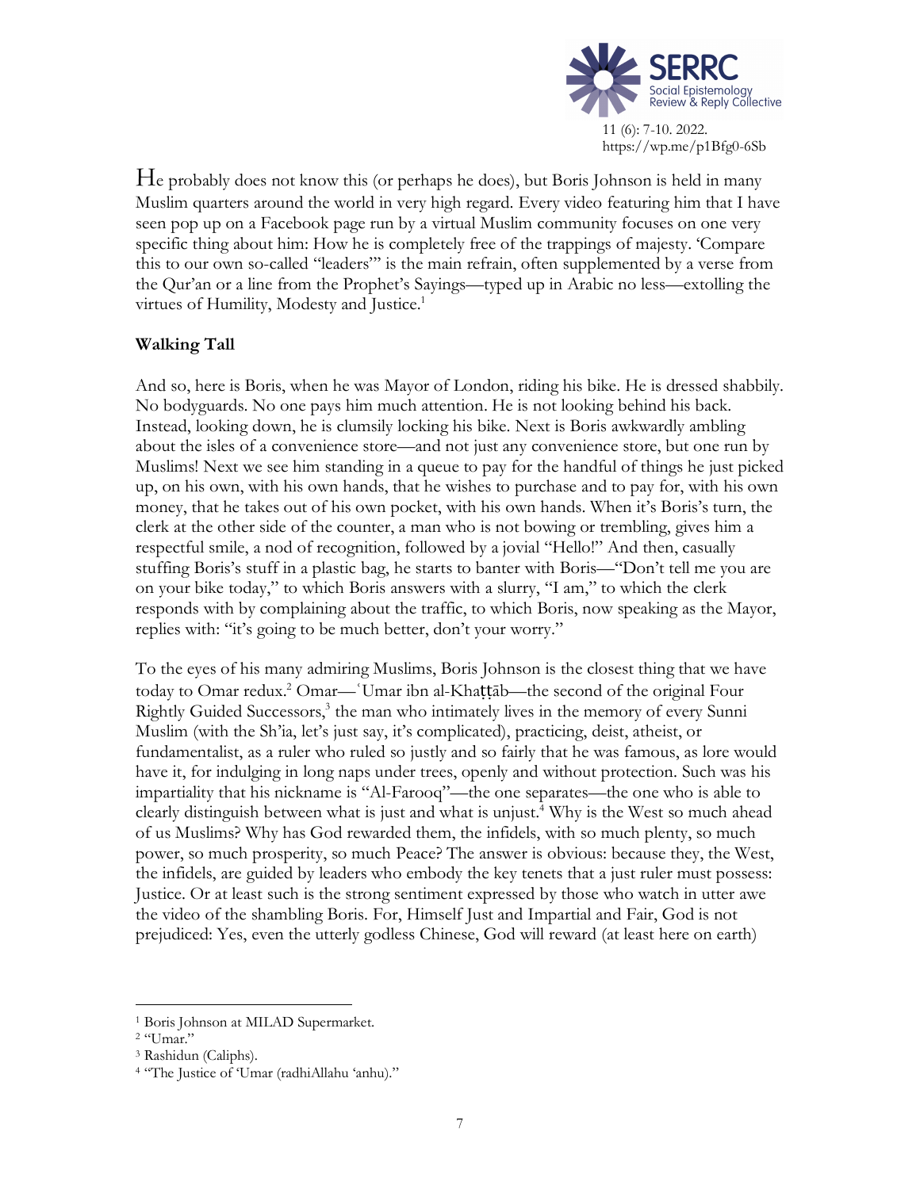He probably does not know this (or perhaps he does), but Boris Johnson is held in many Muslim quarters around the world in very high regard. Every video featuring him that I have seen pop up on a Facebook page run by a virtual Muslim community focuses on one very specific thing about him: How he is completely free of the trappings of majesty. 'Compare this to our own so-called "leaders"' is the main refrain, often supplemented by a verse from the Qur'an or a line from the Prophet's Sayings—typed up in Arabic no less—extolling the virtues of Humility, Modesty and Justice.[1]

**Walking Tall**

And so, here is Boris, when he was Mayor of London, riding his bike. He is dressed shabbily. No bodyguards. No one pays him much attention. He is not looking behind his back. Instead, looking down, he is clumsily locking his bike. Next is Boris awkwardly ambling about the isles of a convenience store—and not just any convenience store, but one run by Muslims! Next we see him standing in a queue to pay for the handful of things he just picked up, on his own, with his own hands, that he wishes to purchase and to pay for, with his own money, that he takes out of his own pocket, with his own hands. When it's Boris's turn, the clerk at the other side of the counter, a man who is not bowing or trembling, gives him a respectful smile, a nod of recognition, followed by a jovial "Hello!" And then, casually stuffing Boris's stuff in a plastic bag, he starts to banter with Boris—"Don't tell me you are on your bike today," to which Boris answers with a slurry, "I am," to which the clerk responds with by complaining about the traffic, to which Boris, now speaking as the Mayor, replies with: "it's going to be much better, don't your worry."

To the eyes of his many admiring Muslims, Boris Johnson is the closest thing that we have today to Omar redux.[2] Omar—ʿUmar ibn al-Khaṭṭāb—the second of the original Four Rightly Guided Successors,[3] the man who intimately lives in the memory of every Sunni Muslim (with the Sh'ia, let's just say, it's complicated), practicing, deist, atheist, or fundamentalist, as a ruler who ruled so justly and so fairly that he was famous, as lore would have it, for indulging in long naps under trees, openly and without protection. Such was his impartiality that his nickname is "Al-Farooq"—the one separates—the one who is able to clearly distinguish between what is just and what is unjust.[4] Why is the West so much ahead of us Muslims? Why has God rewarded them, the infidels, with so much plenty, so much power, so much prosperity, so much Peace? The answer is obvious: because they, the West, the infidels, are guided by leaders who embody the key tenets that a just ruler must possess: Justice. Or at least such is the strong sentiment expressed by those who watch in utter awe the video of the shambling Boris. For, Himself Just and Impartial and Fair, God is not prejudiced: Yes, even the utterly godless Chinese, God will reward (at least here on earth)

[1] Boris Johnson at MILAD Supermarket.

[2] "Umar."

[3] Rashidun (Caliphs).

[4] "The Justice of 'Umar (radhiAllahu 'anhu)."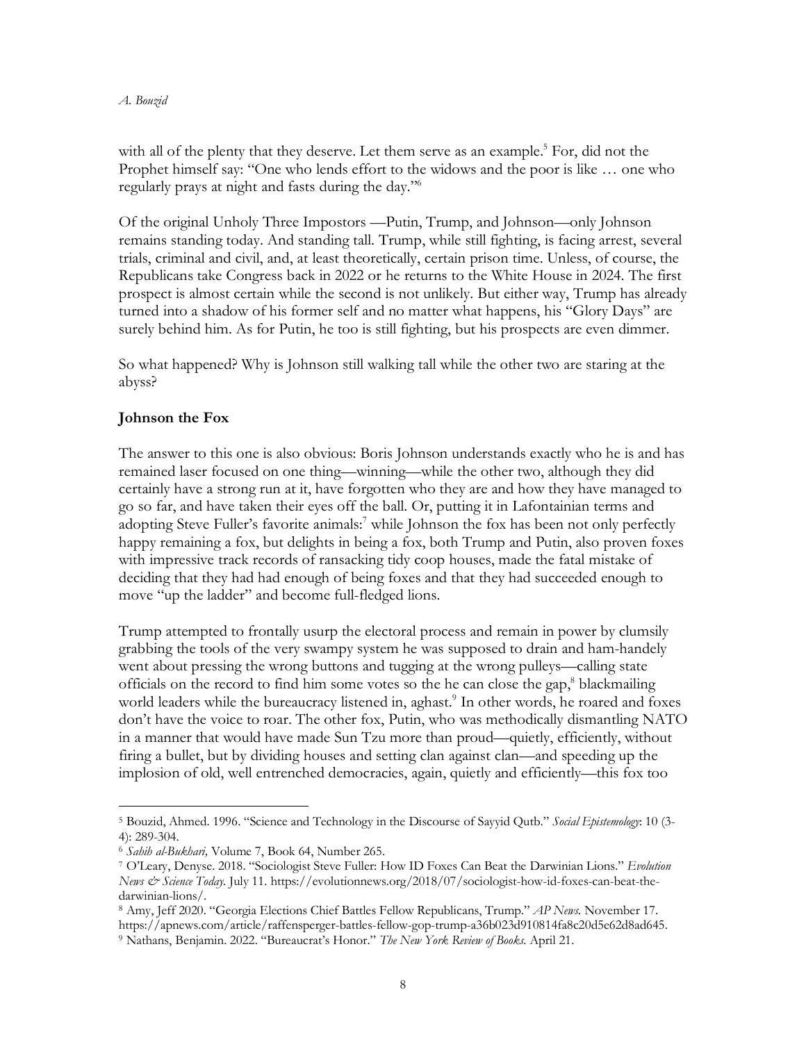with all of the plenty that they deserve. Let them serve as an example.[5] For, did not the Prophet himself say: "One who lends effort to the widows and the poor is like … one who regularly prays at night and fasts during the day."[6]

Of the original Unholy Three Impostors —Putin, Trump, and Johnson—only Johnson remains standing today. And standing tall. Trump, while still fighting, is facing arrest, several trials, criminal and civil, and, at least theoretically, certain prison time. Unless, of course, the Republicans take Congress back in 2022 or he returns to the White House in 2024. The first prospect is almost certain while the second is not unlikely. But either way, Trump has already turned into a shadow of his former self and no matter what happens, his "Glory Days" are surely behind him. As for Putin, he too is still fighting, but his prospects are even dimmer.

So what happened? Why is Johnson still walking tall while the other two are staring at the abyss?

### Johnson the Fox

The answer to this one is also obvious: Boris Johnson understands exactly who he is and has remained laser focused on one thing—winning—while the other two, although they did certainly have a strong run at it, have forgotten who they are and how they have managed to go so far, and have taken their eyes off the ball. Or, putting it in Lafontainian terms and adopting Steve Fuller's favorite animals:[7] while Johnson the fox has been not only perfectly happy remaining a fox, but delights in being a fox, both Trump and Putin, also proven foxes with impressive track records of ransacking tidy coop houses, made the fatal mistake of deciding that they had had enough of being foxes and that they had succeeded enough to move "up the ladder" and become full-fledged lions.

Trump attempted to frontally usurp the electoral process and remain in power by clumsily grabbing the tools of the very swampy system he was supposed to drain and ham-handely went about pressing the wrong buttons and tugging at the wrong pulleys—calling state officials on the record to find him some votes so the he can close the gap,[8] blackmailing world leaders while the bureaucracy listened in, aghast.[9] In other words, he roared and foxes don't have the voice to roar. The other fox, Putin, who was methodically dismantling NATO in a manner that would have made Sun Tzu more than proud—quietly, efficiently, without firing a bullet, but by dividing houses and setting clan against clan—and speeding up the implosion of old, well entrenched democracies, again, quietly and efficiently—this fox too

---

[5] Bouzid, Ahmed. 1996. "Science and Technology in the Discourse of Sayyid Qutb." *Social Epistemology*: 10 (3-4): 289-304.

[6] *Sahih al-Bukhari,* Volume 7, Book 64, Number 265.

[7] O'Leary, Denyse. 2018. "Sociologist Steve Fuller: How ID Foxes Can Beat the Darwinian Lions." *Evolution News & Science Today*. July 11. https://evolutionnews.org/2018/07/sociologist-how-id-foxes-can-beat-the-darwinian-lions/.

[8] Amy, Jeff 2020. "Georgia Elections Chief Battles Fellow Republicans, Trump." *AP News*. November 17. https://apnews.com/article/raffensperger-battles-fellow-gop-trump-a36b023d910814fa8c20d5e62d8ad645.

[9] Nathans, Benjamin. 2022. "Bureaucrat's Honor." *The New York Review of Books*. April 21.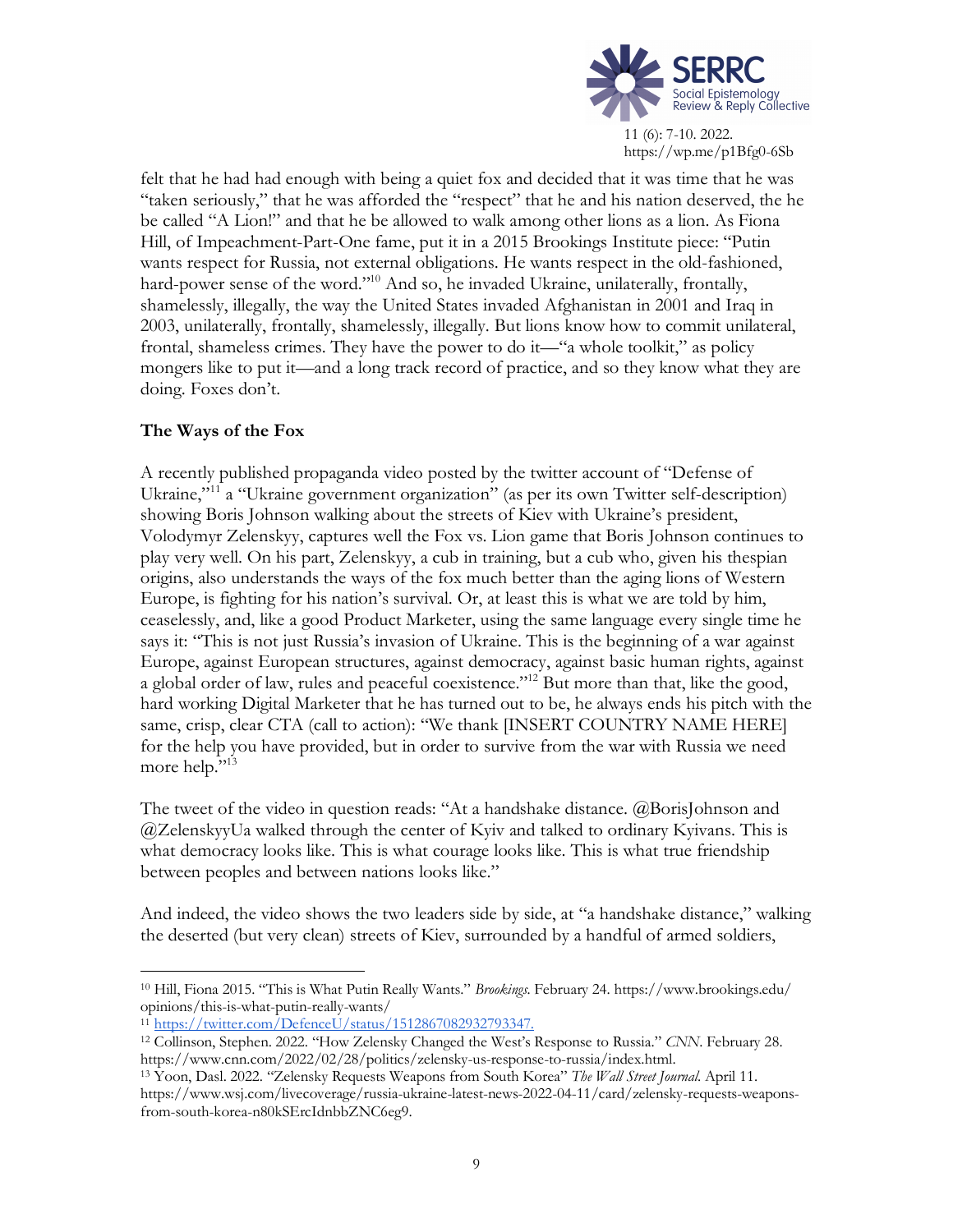felt that he had had enough with being a quiet fox and decided that it was time that he was "taken seriously," that he was afforded the "respect" that he and his nation deserved, the he be called "A Lion!" and that he be allowed to walk among other lions as a lion. As Fiona Hill, of Impeachment-Part-One fame, put it in a 2015 Brookings Institute piece: "Putin wants respect for Russia, not external obligations. He wants respect in the old-fashioned, hard-power sense of the word."[10] And so, he invaded Ukraine, unilaterally, frontally, shamelessly, illegally, the way the United States invaded Afghanistan in 2001 and Iraq in 2003, unilaterally, frontally, shamelessly, illegally. But lions know how to commit unilateral, frontal, shameless crimes. They have the power to do it—"a whole toolkit," as policy mongers like to put it—and a long track record of practice, and so they know what they are doing. Foxes don't.

### The Ways of the Fox

A recently published propaganda video posted by the twitter account of "Defense of Ukraine,"[11] a "Ukraine government organization" (as per its own Twitter self-description) showing Boris Johnson walking about the streets of Kiev with Ukraine's president, Volodymyr Zelenskyy, captures well the Fox vs. Lion game that Boris Johnson continues to play very well. On his part, Zelenskyy, a cub in training, but a cub who, given his thespian origins, also understands the ways of the fox much better than the aging lions of Western Europe, is fighting for his nation's survival. Or, at least this is what we are told by him, ceaselessly, and, like a good Product Marketer, using the same language every single time he says it: "This is not just Russia's invasion of Ukraine. This is the beginning of a war against Europe, against European structures, against democracy, against basic human rights, against a global order of law, rules and peaceful coexistence."[12] But more than that, like the good, hard working Digital Marketer that he has turned out to be, he always ends his pitch with the same, crisp, clear CTA (call to action): "We thank [INSERT COUNTRY NAME HERE] for the help you have provided, but in order to survive from the war with Russia we need more help."[13]

The tweet of the video in question reads: "At a handshake distance. @BorisJohnson and @ZelenskyyUa walked through the center of Kyiv and talked to ordinary Kyivans. This is what democracy looks like. This is what courage looks like. This is what true friendship between peoples and between nations looks like."

And indeed, the video shows the two leaders side by side, at "a handshake distance," walking the deserted (but very clean) streets of Kiev, surrounded by a handful of armed soldiers,

---

[10] Hill, Fiona 2015. "This is What Putin Really Wants." *Brookings*. February 24. https://www.brookings.edu/opinions/this-is-what-putin-really-wants/

[11] https://twitter.com/DefenceU/status/1512867082932793347.

[12] Collinson, Stephen. 2022. "How Zelensky Changed the West's Response to Russia." *CNN*. February 28. https://www.cnn.com/2022/02/28/politics/zelensky-us-response-to-russia/index.html.

[13] Yoon, Dasl. 2022. "Zelensky Requests Weapons from South Korea" *The Wall Street Journal*. April 11. https://www.wsj.com/livecoverage/russia-ukraine-latest-news-2022-04-11/card/zelensky-requests-weapons-from-south-korea-n80kSErcIdnbbZNC6eg9.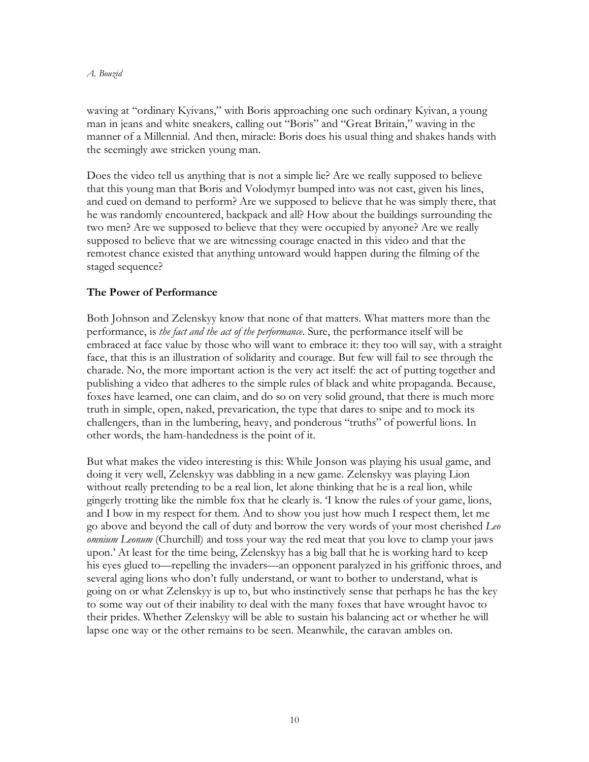waving at "ordinary Kyivans," with Boris approaching one such ordinary Kyivan, a young man in jeans and white sneakers, calling out "Boris" and "Great Britain," waving in the manner of a Millennial. And then, miracle: Boris does his usual thing and shakes hands with the seemingly awe stricken young man.

Does the video tell us anything that is not a simple lie? Are we really supposed to believe that this young man that Boris and Volodymyr bumped into was not cast, given his lines, and cued on demand to perform? Are we supposed to believe that he was simply there, that he was randomly encountered, backpack and all? How about the buildings surrounding the two men? Are we supposed to believe that they were occupied by anyone? Are we really supposed to believe that we are witnessing courage enacted in this video and that the remotest chance existed that anything untoward would happen during the filming of the staged sequence?

## The Power of Performance

Both Johnson and Zelenskyy know that none of that matters. What matters more than the performance, is *the fact and the act of the performance*. Sure, the performance itself will be embraced at face value by those who will want to embrace it: they too will say, with a straight face, that this is an illustration of solidarity and courage. But few will fail to see through the charade. No, the more important action is the very act itself: the act of putting together and publishing a video that adheres to the simple rules of black and white propaganda. Because, foxes have learned, one can claim, and do so on very solid ground, that there is much more truth in simple, open, naked, prevarication, the type that dares to snipe and to mock its challengers, than in the lumbering, heavy, and ponderous "truths" of powerful lions. In other words, the ham-handedness is the point of it.

But what makes the video interesting is this: While Jonson was playing his usual game, and doing it very well, Zelenskyy was dabbling in a new game. Zelenskyy was playing Lion without really pretending to be a real lion, let alone thinking that he is a real lion, while gingerly trotting like the nimble fox that he clearly is. 'I know the rules of your game, lions, and I bow in my respect for them. And to show you just how much I respect them, let me go above and beyond the call of duty and borrow the very words of your most cherished *Leo omnium Leonum* (Churchill) and toss your way the red meat that you love to clamp your jaws upon.' At least for the time being, Zelenskyy has a big ball that he is working hard to keep his eyes glued to—repelling the invaders—an opponent paralyzed in his griffonic throes, and several aging lions who don't fully understand, or want to bother to understand, what is going on or what Zelenskyy is up to, but who instinctively sense that perhaps he has the key to some way out of their inability to deal with the many foxes that have wrought havoc to their prides. Whether Zelenskyy will be able to sustain his balancing act or whether he will lapse one way or the other remains to be seen. Meanwhile, the caravan ambles on.